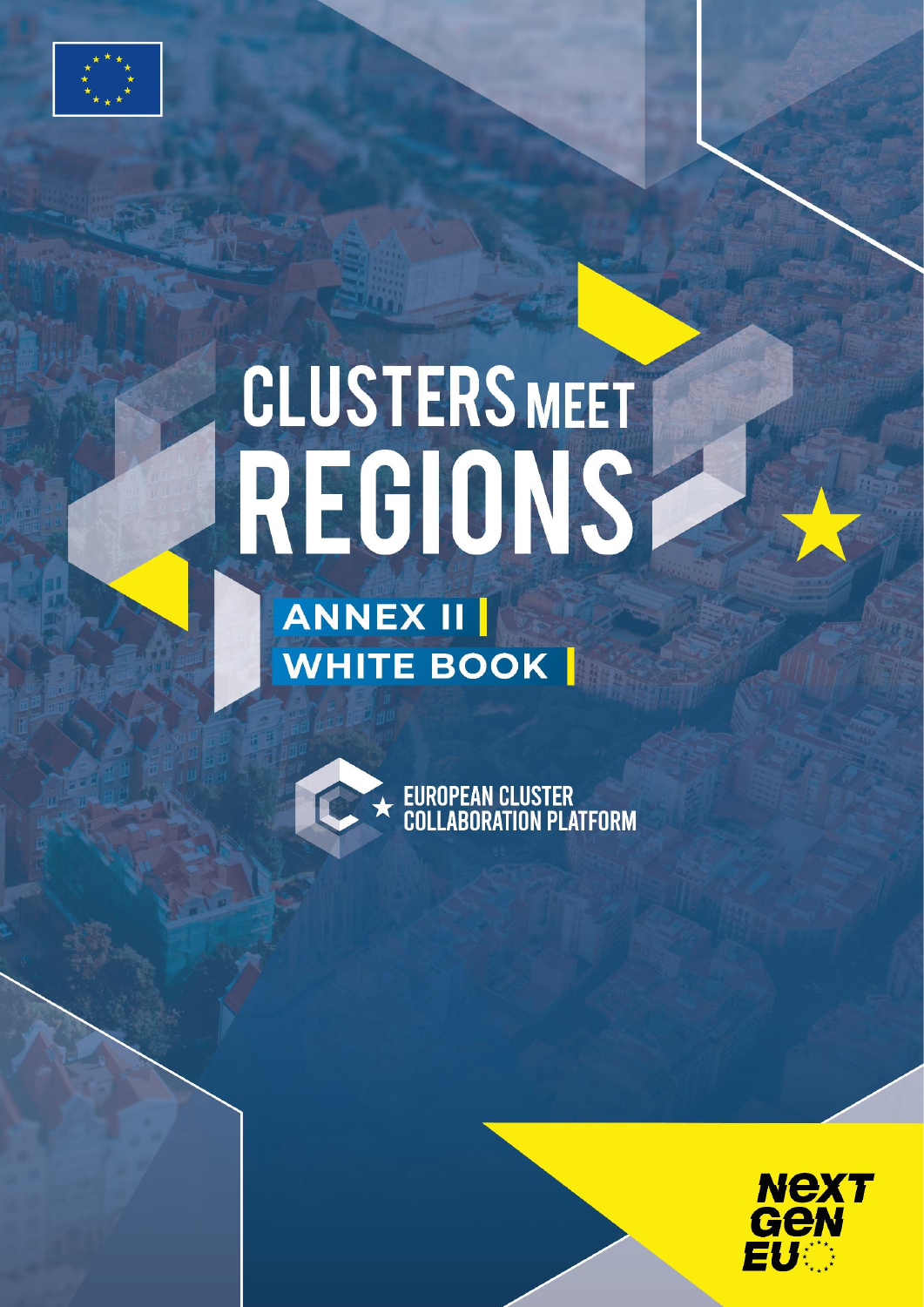# CLUSTERS MEET REGIONS

## ANNEX II
## WHITE BOOK

EUROPEAN CLUSTER COLLABORATION PLATFORM

NEXT GEN EU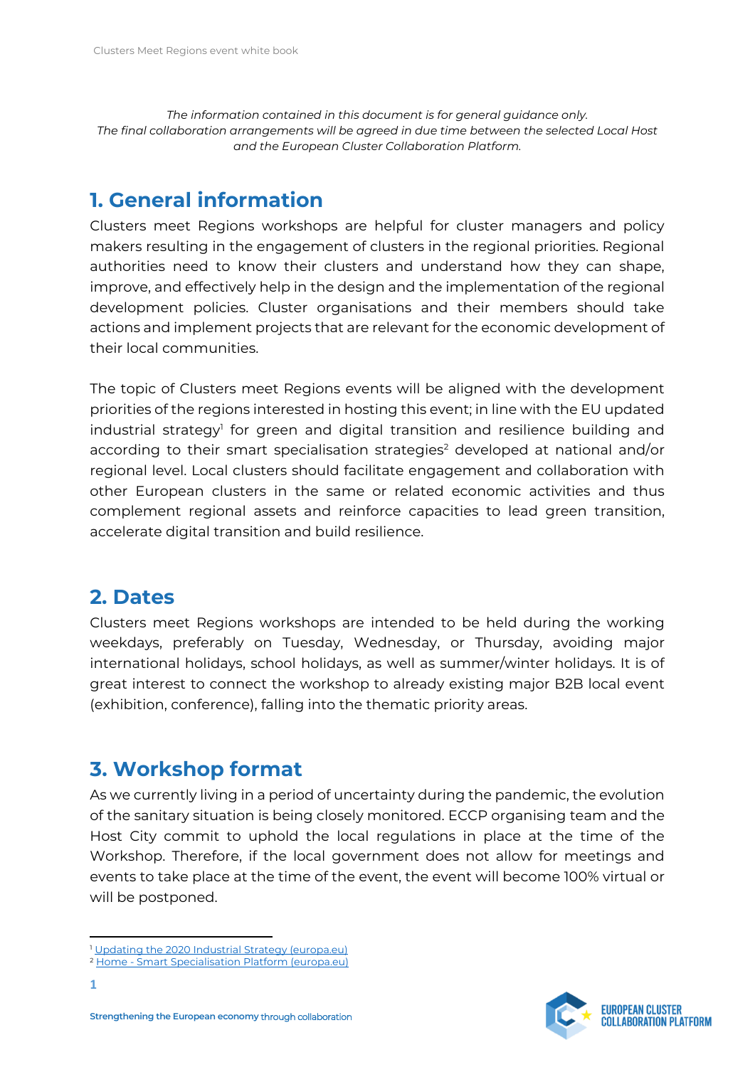*The information contained in this document is for general guidance only.*
*The final collaboration arrangements will be agreed in due time between the selected Local Host and the European Cluster Collaboration Platform.*

## 1. General information

Clusters meet Regions workshops are helpful for cluster managers and policy makers resulting in the engagement of clusters in the regional priorities. Regional authorities need to know their clusters and understand how they can shape, improve, and effectively help in the design and the implementation of the regional development policies. Cluster organisations and their members should take actions and implement projects that are relevant for the economic development of their local communities.

The topic of Clusters meet Regions events will be aligned with the development priorities of the regions interested in hosting this event; in line with the EU updated industrial strategy[1] for green and digital transition and resilience building and according to their smart specialisation strategies[2] developed at national and/or regional level. Local clusters should facilitate engagement and collaboration with other European clusters in the same or related economic activities and thus complement regional assets and reinforce capacities to lead green transition, accelerate digital transition and build resilience.

## 2. Dates

Clusters meet Regions workshops are intended to be held during the working weekdays, preferably on Tuesday, Wednesday, or Thursday, avoiding major international holidays, school holidays, as well as summer/winter holidays. It is of great interest to connect the workshop to already existing major B2B local event (exhibition, conference), falling into the thematic priority areas.

## 3. Workshop format

As we currently living in a period of uncertainty during the pandemic, the evolution of the sanitary situation is being closely monitored. ECCP organising team and the Host City commit to uphold the local regulations in place at the time of the Workshop. Therefore, if the local government does not allow for meetings and events to take place at the time of the event, the event will become 100% virtual or will be postponed.

[1] Updating the 2020 Industrial Strategy (europa.eu)
[2] Home - Smart Specialisation Platform (europa.eu)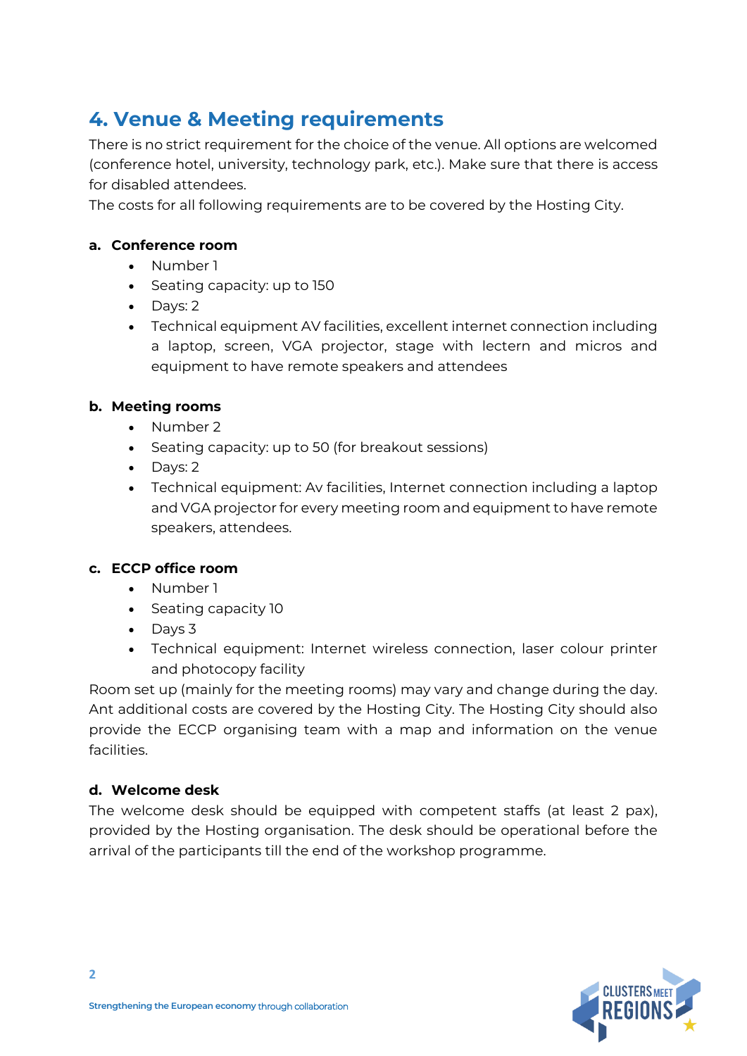## 4. Venue & Meeting requirements

There is no strict requirement for the choice of the venue. All options are welcomed (conference hotel, university, technology park, etc.). Make sure that there is access for disabled attendees.

The costs for all following requirements are to be covered by the Hosting City.

### a. Conference room

- Number 1
- Seating capacity: up to 150
- Days: 2
- Technical equipment AV facilities, excellent internet connection including a laptop, screen, VGA projector, stage with lectern and micros and equipment to have remote speakers and attendees

### b. Meeting rooms

- Number 2
- Seating capacity: up to 50 (for breakout sessions)
- Days: 2
- Technical equipment: Av facilities, Internet connection including a laptop and VGA projector for every meeting room and equipment to have remote speakers, attendees.

### c. ECCP office room

- Number 1
- Seating capacity 10
- Days 3
- Technical equipment: Internet wireless connection, laser colour printer and photocopy facility

Room set up (mainly for the meeting rooms) may vary and change during the day. Ant additional costs are covered by the Hosting City. The Hosting City should also provide the ECCP organising team with a map and information on the venue facilities.

### d. Welcome desk

The welcome desk should be equipped with competent staffs (at least 2 pax), provided by the Hosting organisation. The desk should be operational before the arrival of the participants till the end of the workshop programme.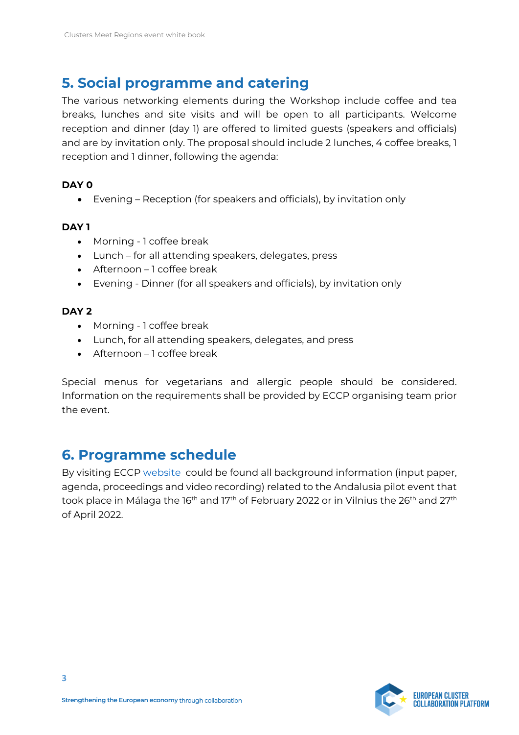## 5. Social programme and catering

The various networking elements during the Workshop include coffee and tea breaks, lunches and site visits and will be open to all participants. Welcome reception and dinner (day 1) are offered to limited guests (speakers and officials) and are by invitation only. The proposal should include 2 lunches, 4 coffee breaks, 1 reception and 1 dinner, following the agenda:

**DAY 0**

- Evening – Reception (for speakers and officials), by invitation only

**DAY 1**

- Morning - 1 coffee break
- Lunch – for all attending speakers, delegates, press
- Afternoon – 1 coffee break
- Evening - Dinner (for all speakers and officials), by invitation only

**DAY 2**

- Morning - 1 coffee break
- Lunch, for all attending speakers, delegates, and press
- Afternoon – 1 coffee break

Special menus for vegetarians and allergic people should be considered. Information on the requirements shall be provided by ECCP organising team prior the event.

## 6. Programme schedule

By visiting ECCP website could be found all background information (input paper, agenda, proceedings and video recording) related to the Andalusia pilot event that took place in Málaga the 16th and 17th of February 2022 or in Vilnius the 26th and 27th of April 2022.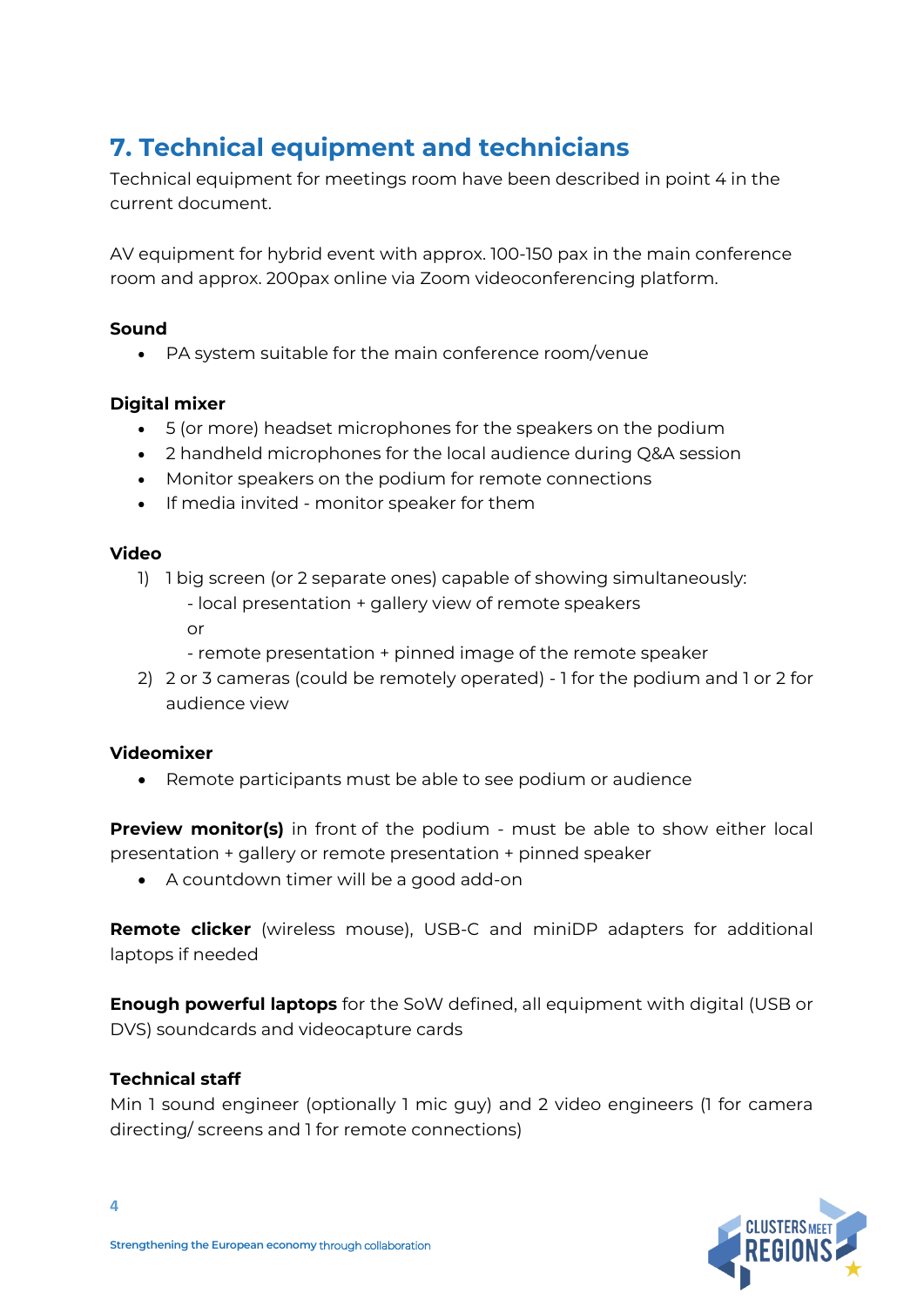## 7. Technical equipment and technicians

Technical equipment for meetings room have been described in point 4 in the current document.

AV equipment for hybrid event with approx. 100-150 pax in the main conference room and approx. 200pax online via Zoom videoconferencing platform.

**Sound**

- PA system suitable for the main conference room/venue

**Digital mixer**

- 5 (or more) headset microphones for the speakers on the podium
- 2 handheld microphones for the local audience during Q&A session
- Monitor speakers on the podium for remote connections
- If media invited - monitor speaker for them

**Video**

1) 1 big screen (or 2 separate ones) capable of showing simultaneously:
   - local presentation + gallery view of remote speakers
   
   or
   
   - remote presentation + pinned image of the remote speaker
2) 2 or 3 cameras (could be remotely operated) - 1 for the podium and 1 or 2 for audience view

**Videomixer**

- Remote participants must be able to see podium or audience

**Preview monitor(s)** in front of the podium - must be able to show either local presentation + gallery or remote presentation + pinned speaker

- A countdown timer will be a good add-on

**Remote clicker** (wireless mouse), USB-C and miniDP adapters for additional laptops if needed

**Enough powerful laptops** for the SoW defined, all equipment with digital (USB or DVS) soundcards and videocapture cards

**Technical staff**

Min 1 sound engineer (optionally 1 mic guy) and 2 video engineers (1 for camera directing/ screens and 1 for remote connections)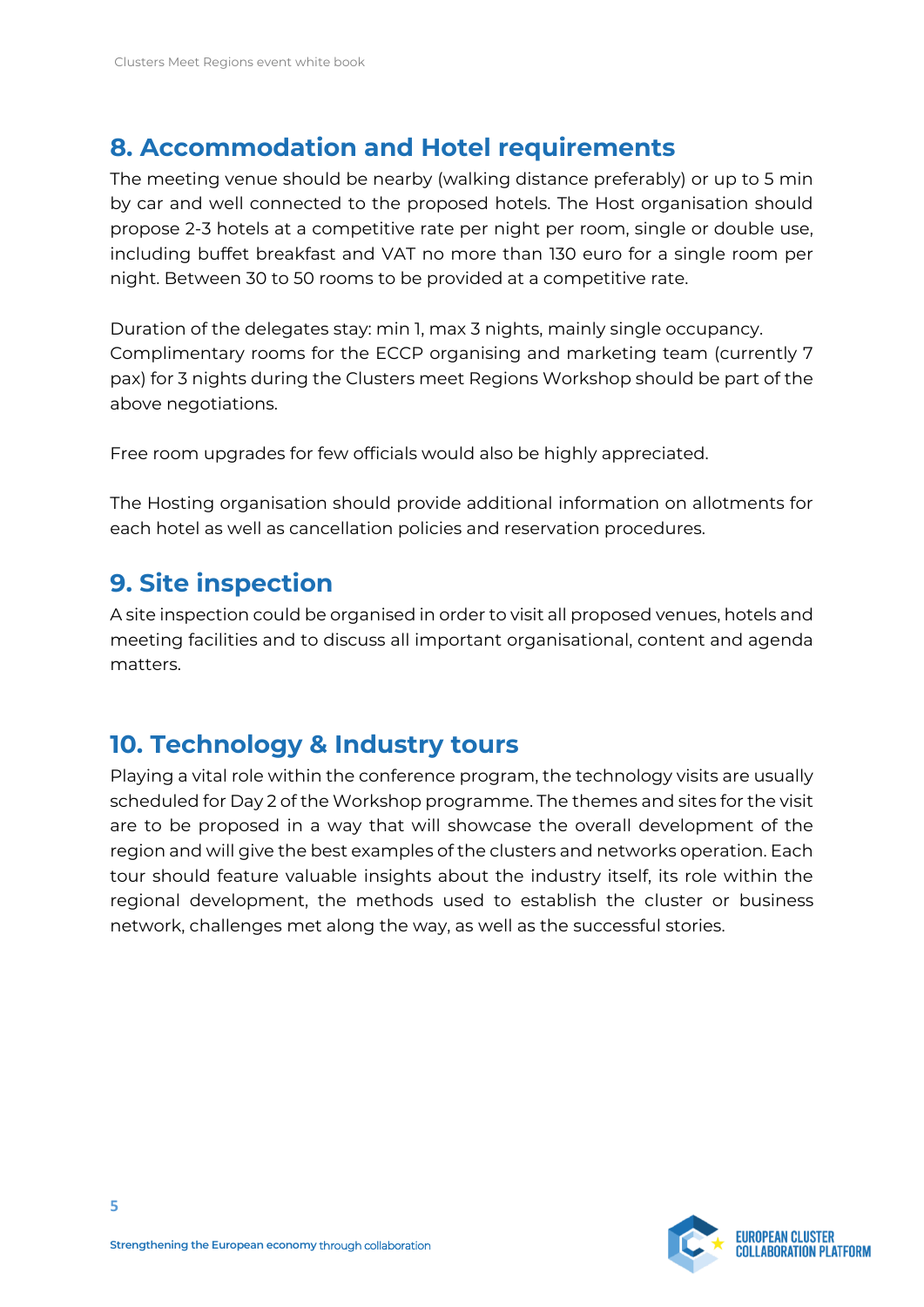## 8. Accommodation and Hotel requirements

The meeting venue should be nearby (walking distance preferably) or up to 5 min by car and well connected to the proposed hotels. The Host organisation should propose 2-3 hotels at a competitive rate per night per room, single or double use, including buffet breakfast and VAT no more than 130 euro for a single room per night. Between 30 to 50 rooms to be provided at a competitive rate.

Duration of the delegates stay: min 1, max 3 nights, mainly single occupancy.
Complimentary rooms for the ECCP organising and marketing team (currently 7 pax) for 3 nights during the Clusters meet Regions Workshop should be part of the above negotiations.

Free room upgrades for few officials would also be highly appreciated.

The Hosting organisation should provide additional information on allotments for each hotel as well as cancellation policies and reservation procedures.

## 9. Site inspection

A site inspection could be organised in order to visit all proposed venues, hotels and meeting facilities and to discuss all important organisational, content and agenda matters.

## 10. Technology & Industry tours

Playing a vital role within the conference program, the technology visits are usually scheduled for Day 2 of the Workshop programme. The themes and sites for the visit are to be proposed in a way that will showcase the overall development of the region and will give the best examples of the clusters and networks operation. Each tour should feature valuable insights about the industry itself, its role within the regional development, the methods used to establish the cluster or business network, challenges met along the way, as well as the successful stories.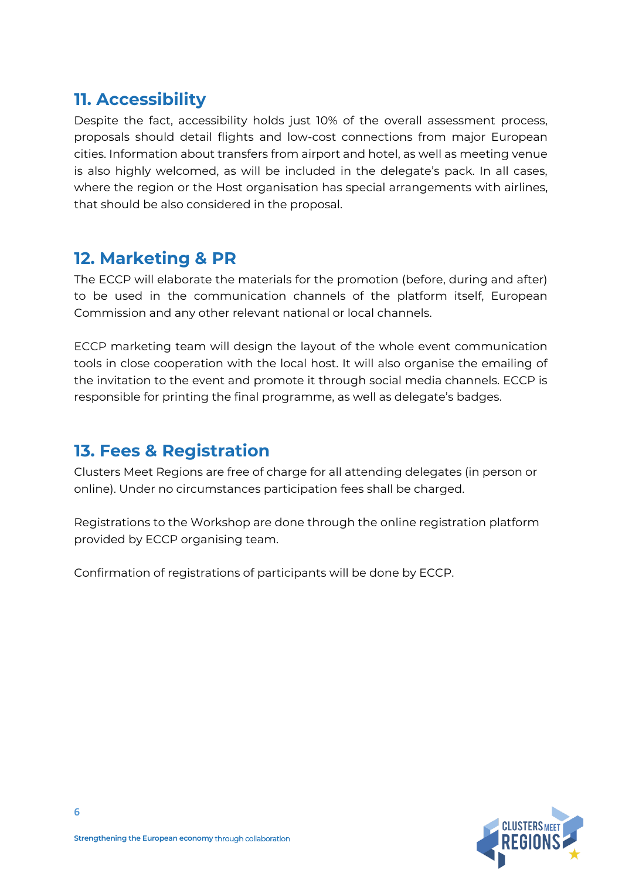## 11. Accessibility

Despite the fact, accessibility holds just 10% of the overall assessment process, proposals should detail flights and low-cost connections from major European cities. Information about transfers from airport and hotel, as well as meeting venue is also highly welcomed, as will be included in the delegate's pack. In all cases, where the region or the Host organisation has special arrangements with airlines, that should be also considered in the proposal.

## 12. Marketing & PR

The ECCP will elaborate the materials for the promotion (before, during and after) to be used in the communication channels of the platform itself, European Commission and any other relevant national or local channels.

ECCP marketing team will design the layout of the whole event communication tools in close cooperation with the local host. It will also organise the emailing of the invitation to the event and promote it through social media channels. ECCP is responsible for printing the final programme, as well as delegate's badges.

## 13. Fees & Registration

Clusters Meet Regions are free of charge for all attending delegates (in person or online). Under no circumstances participation fees shall be charged.

Registrations to the Workshop are done through the online registration platform provided by ECCP organising team.

Confirmation of registrations of participants will be done by ECCP.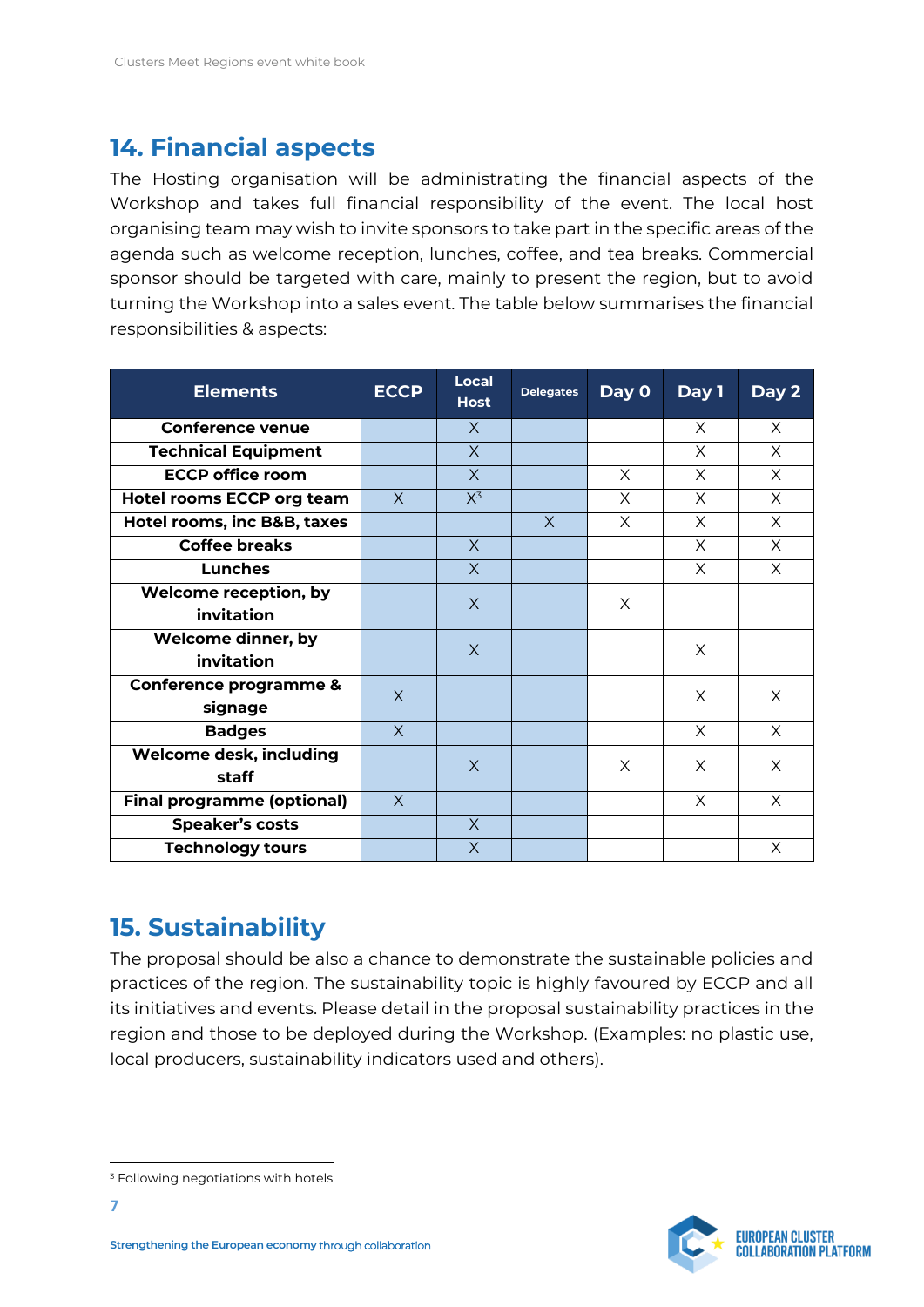## 14. Financial aspects

The Hosting organisation will be administrating the financial aspects of the Workshop and takes full financial responsibility of the event. The local host organising team may wish to invite sponsors to take part in the specific areas of the agenda such as welcome reception, lunches, coffee, and tea breaks. Commercial sponsor should be targeted with care, mainly to present the region, but to avoid turning the Workshop into a sales event. The table below summarises the financial responsibilities & aspects:

| Elements | ECCP | Local Host | Delegates | Day 0 | Day 1 | Day 2 |
|---|---|---|---|---|---|---|
| Conference venue | | X | | | X | X |
| Technical Equipment | | X | | | X | X |
| ECCP office room | | X | | X | X | X |
| Hotel rooms ECCP org team | X | X[3] | | X | X | X |
| Hotel rooms, inc B&B, taxes | | | X | X | X | X |
| Coffee breaks | | X | | | X | X |
| Lunches | | X | | | X | X |
| Welcome reception, by invitation | | X | | X | | |
| Welcome dinner, by invitation | | X | | | X | |
| Conference programme & signage | X | | | | X | X |
| Badges | X | | | | X | X |
| Welcome desk, including staff | | X | | X | X | X |
| Final programme (optional) | X | | | | X | X |
| Speaker's costs | | X | | | | |
| Technology tours | | X | | | | X |

## 15. Sustainability

The proposal should be also a chance to demonstrate the sustainable policies and practices of the region. The sustainability topic is highly favoured by ECCP and all its initiatives and events. Please detail in the proposal sustainability practices in the region and those to be deployed during the Workshop. (Examples: no plastic use, local producers, sustainability indicators used and others).

[3] Following negotiations with hotels